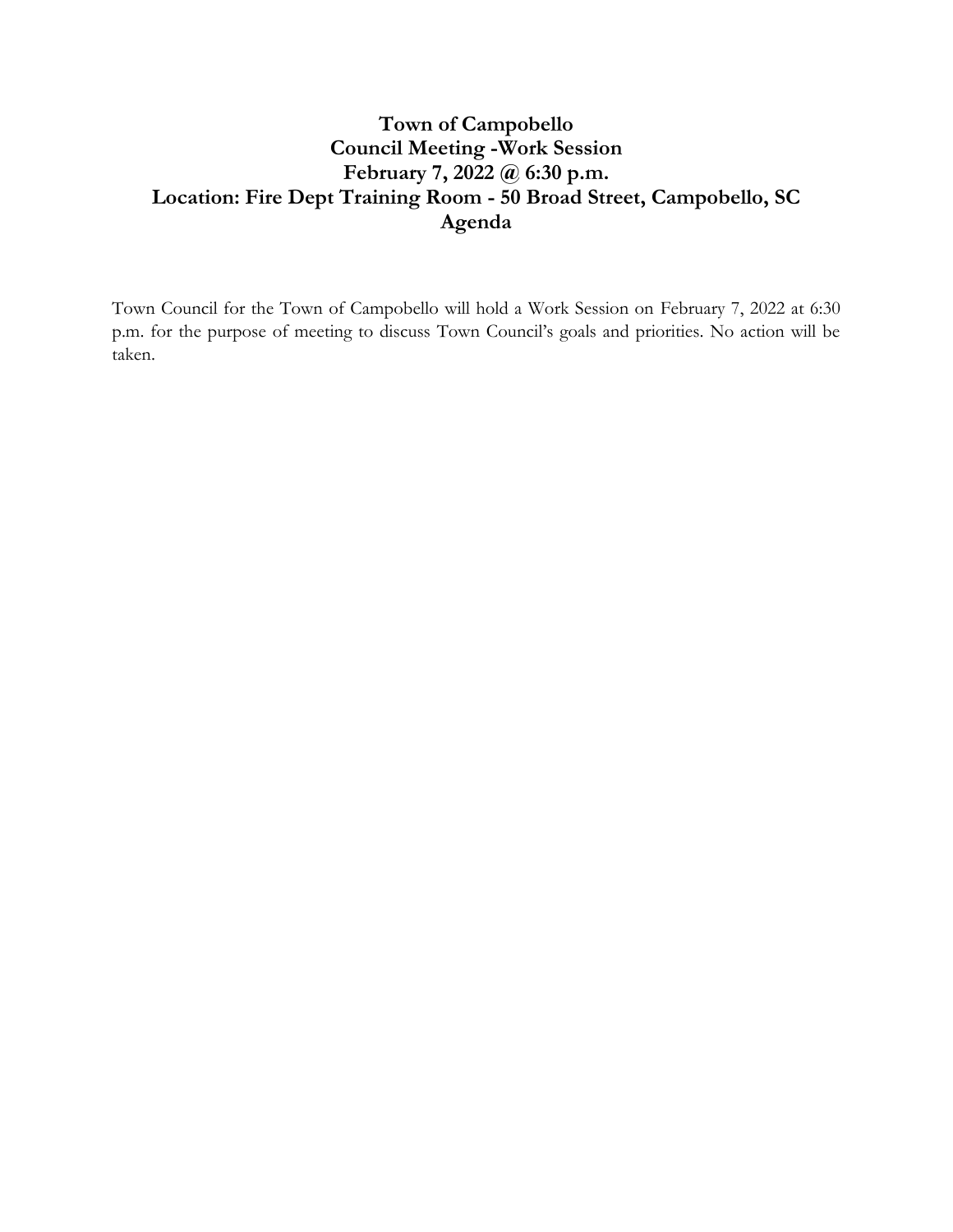# Town of Campobello
## Council Meeting -Work Session
## February 7, 2022 @ 6:30 p.m.
## Location: Fire Dept Training Room - 50 Broad Street, Campobello, SC
## Agenda

Town Council for the Town of Campobello will hold a Work Session on February 7, 2022 at 6:30 p.m. for the purpose of meeting to discuss Town Council's goals and priorities. No action will be taken.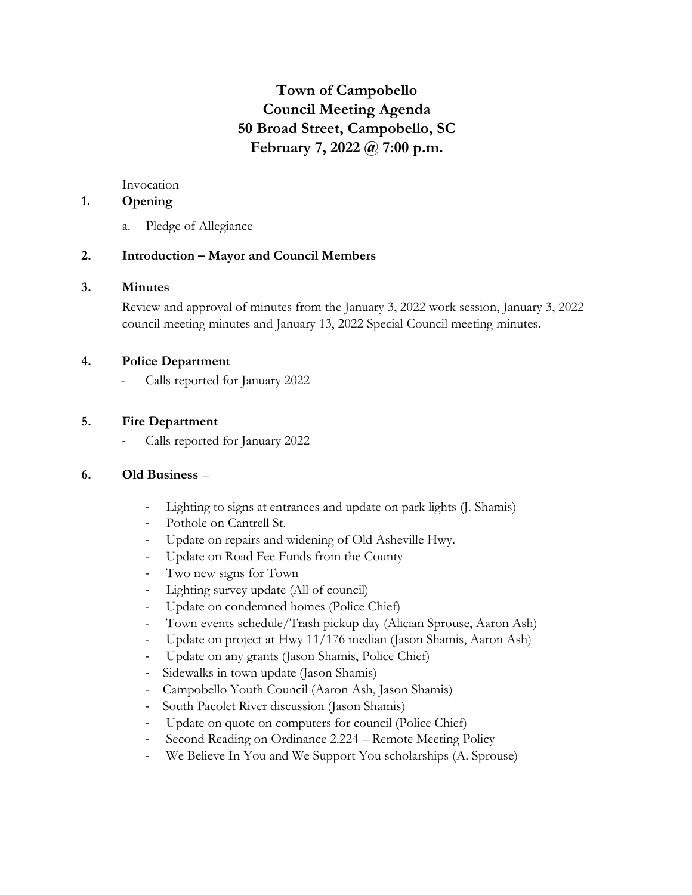# Town of Campobello
# Council Meeting Agenda
# 50 Broad Street, Campobello, SC
# February 7, 2022 @ 7:00 p.m.

Invocation

**1. Opening**

a. Pledge of Allegiance

**2. Introduction – Mayor and Council Members**

**3. Minutes**

Review and approval of minutes from the January 3, 2022 work session, January 3, 2022 council meeting minutes and January 13, 2022 Special Council meeting minutes.

**4. Police Department**

- Calls reported for January 2022

**5. Fire Department**

- Calls reported for January 2022

**6. Old Business** –

- Lighting to signs at entrances and update on park lights (J. Shamis)
- Pothole on Cantrell St.
- Update on repairs and widening of Old Asheville Hwy.
- Update on Road Fee Funds from the County
- Two new signs for Town
- Lighting survey update (All of council)
- Update on condemned homes (Police Chief)
- Town events schedule/Trash pickup day (Alician Sprouse, Aaron Ash)
- Update on project at Hwy 11/176 median (Jason Shamis, Aaron Ash)
- Update on any grants (Jason Shamis, Police Chief)
- Sidewalks in town update (Jason Shamis)
- Campobello Youth Council (Aaron Ash, Jason Shamis)
- South Pacolet River discussion (Jason Shamis)
- Update on quote on computers for council (Police Chief)
- Second Reading on Ordinance 2.224 – Remote Meeting Policy
- We Believe In You and We Support You scholarships (A. Sprouse)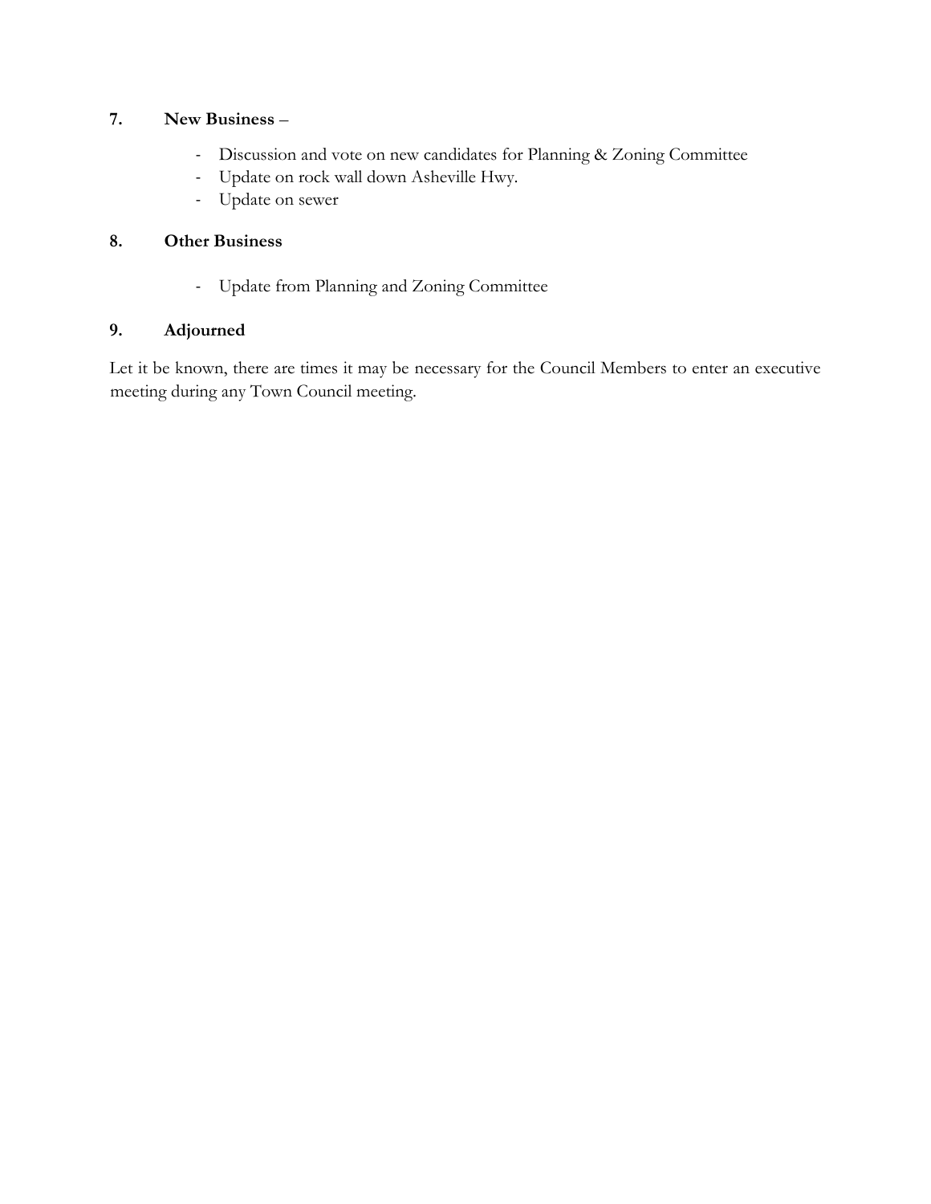**7. New Business** –

- Discussion and vote on new candidates for Planning & Zoning Committee
- Update on rock wall down Asheville Hwy.
- Update on sewer

**8. Other Business**

- Update from Planning and Zoning Committee

**9. Adjourned**

Let it be known, there are times it may be necessary for the Council Members to enter an executive meeting during any Town Council meeting.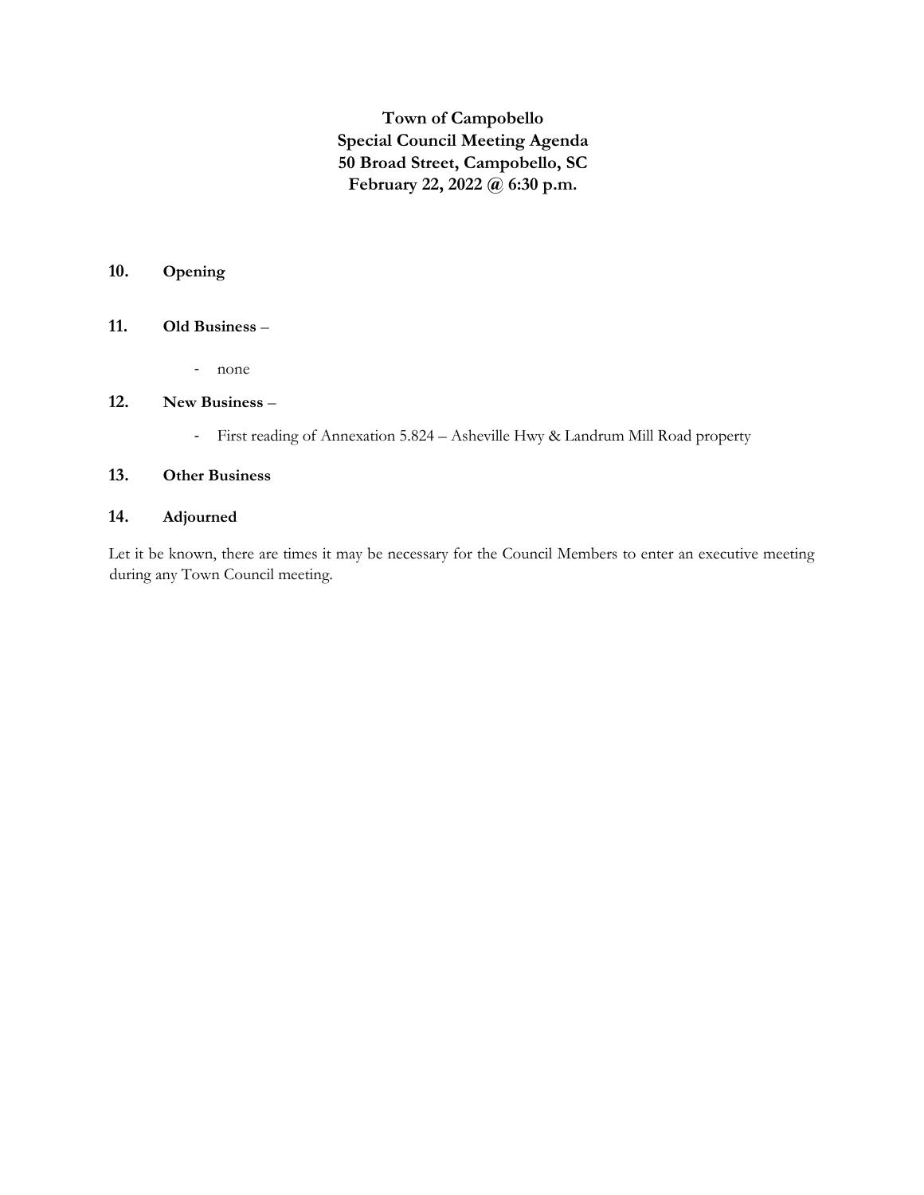**Town of Campobello**
**Special Council Meeting Agenda**
**50 Broad Street, Campobello, SC**
**February 22, 2022 @ 6:30 p.m.**

**10. Opening**

**11. Old Business** –

- none

**12. New Business** –

- First reading of Annexation 5.824 – Asheville Hwy & Landrum Mill Road property

**13. Other Business**

**14. Adjourned**

Let it be known, there are times it may be necessary for the Council Members to enter an executive meeting during any Town Council meeting.